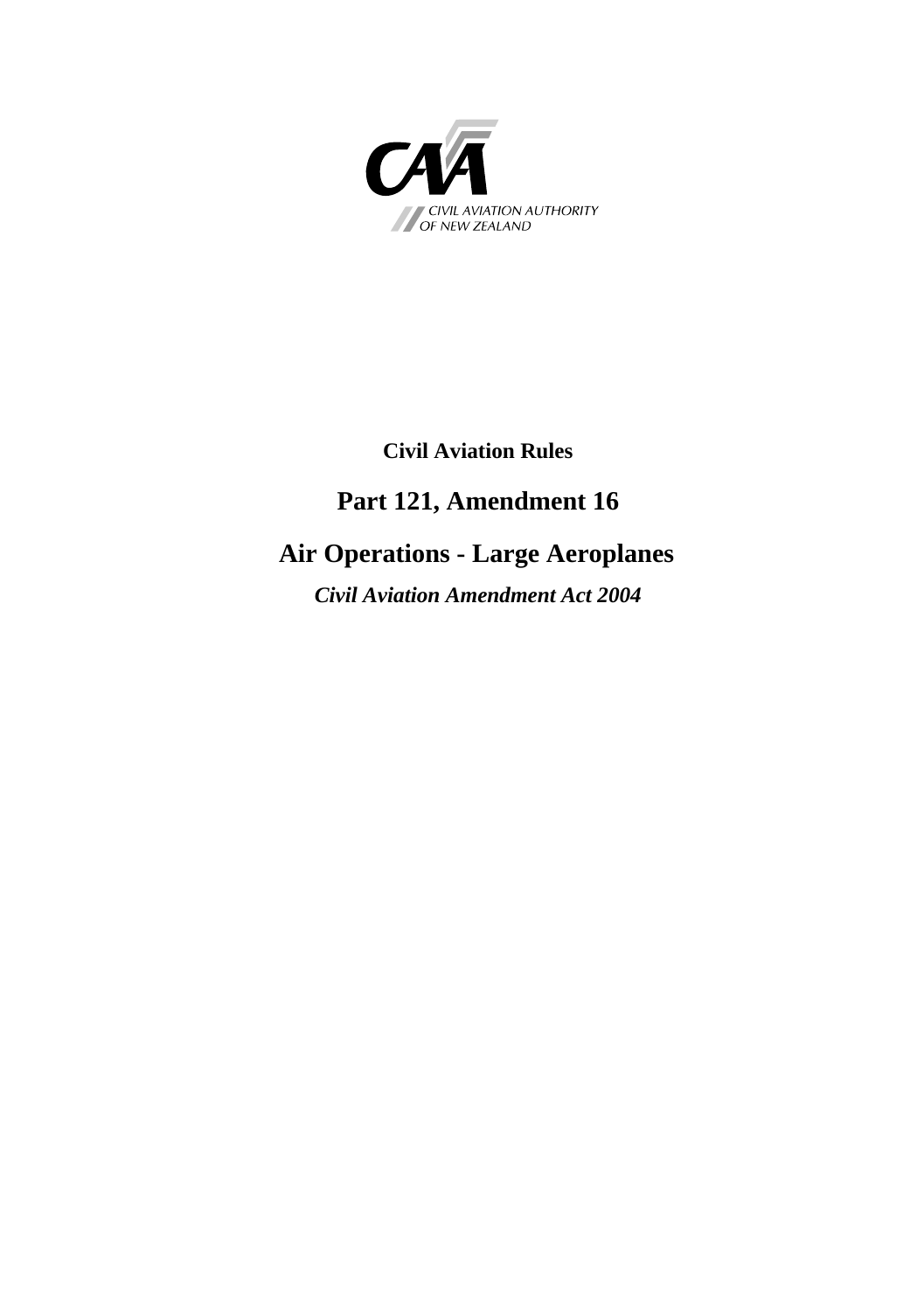CIVIL AVIATION AUTHORITY OF NEW ZEALAND

**Civil Aviation Rules**

# Part 121, Amendment 16

# Air Operations - Large Aeroplanes

***Civil Aviation Amendment Act 2004***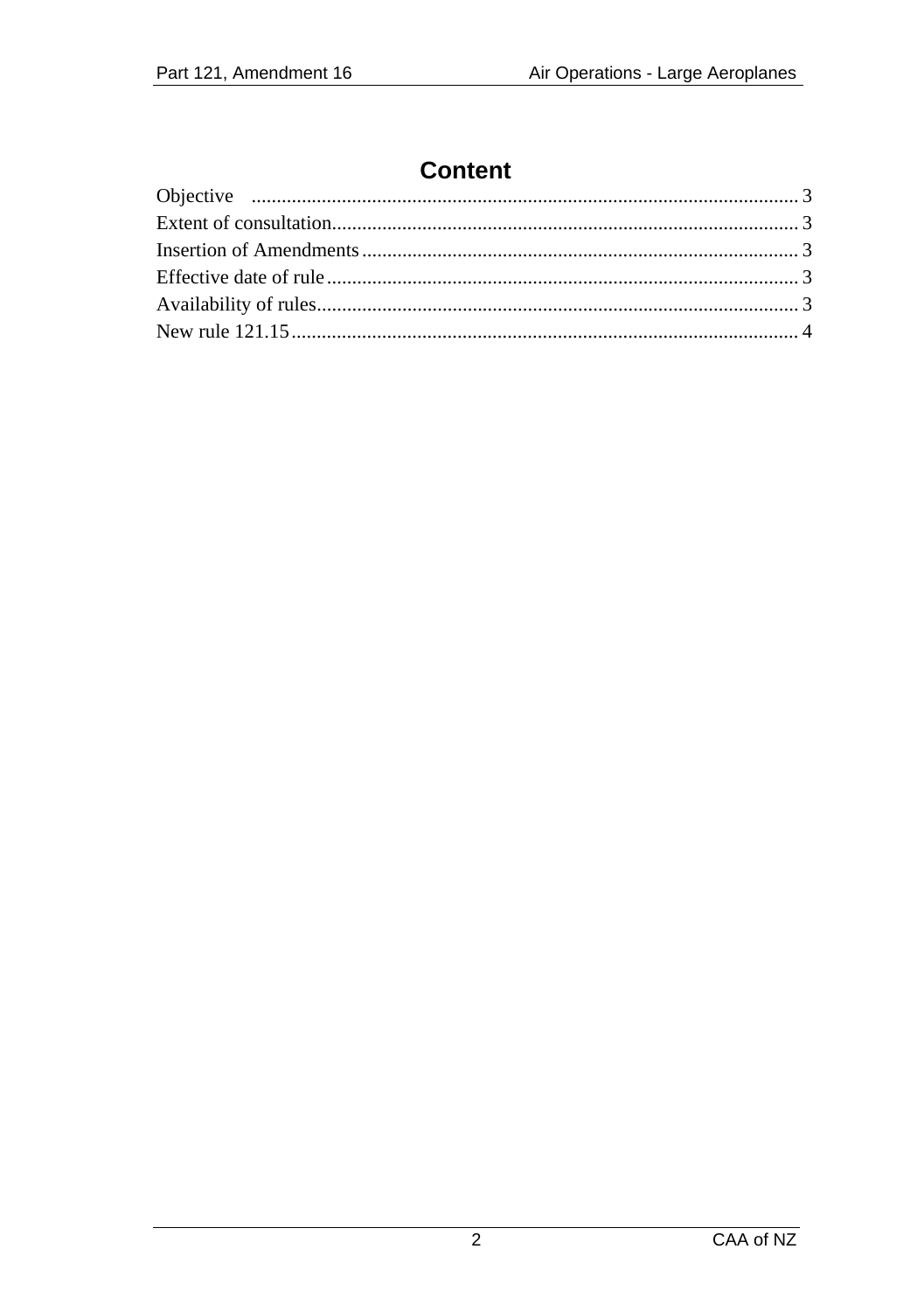# Content

Objective ............................................................................................................ 3
Extent of consultation............................................................................................ 3
Insertion of Amendments ...................................................................................... 3
Effective date of rule ............................................................................................. 3
Availability of rules............................................................................................... 3
New rule 121.15.................................................................................................... 4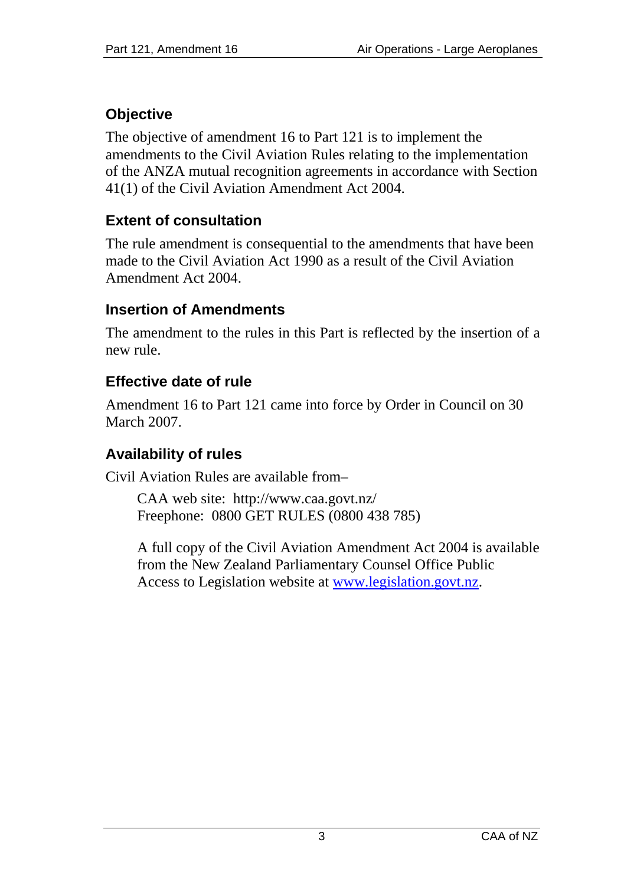## Objective

The objective of amendment 16 to Part 121 is to implement the amendments to the Civil Aviation Rules relating to the implementation of the ANZA mutual recognition agreements in accordance with Section 41(1) of the Civil Aviation Amendment Act 2004.

## Extent of consultation

The rule amendment is consequential to the amendments that have been made to the Civil Aviation Act 1990 as a result of the Civil Aviation Amendment Act 2004.

## Insertion of Amendments

The amendment to the rules in this Part is reflected by the insertion of a new rule.

## Effective date of rule

Amendment 16 to Part 121 came into force by Order in Council on 30 March 2007.

## Availability of rules

Civil Aviation Rules are available from–

> CAA web site: http://www.caa.govt.nz/
> Freephone: 0800 GET RULES (0800 438 785)
>
> A full copy of the Civil Aviation Amendment Act 2004 is available from the New Zealand Parliamentary Counsel Office Public Access to Legislation website at www.legislation.govt.nz.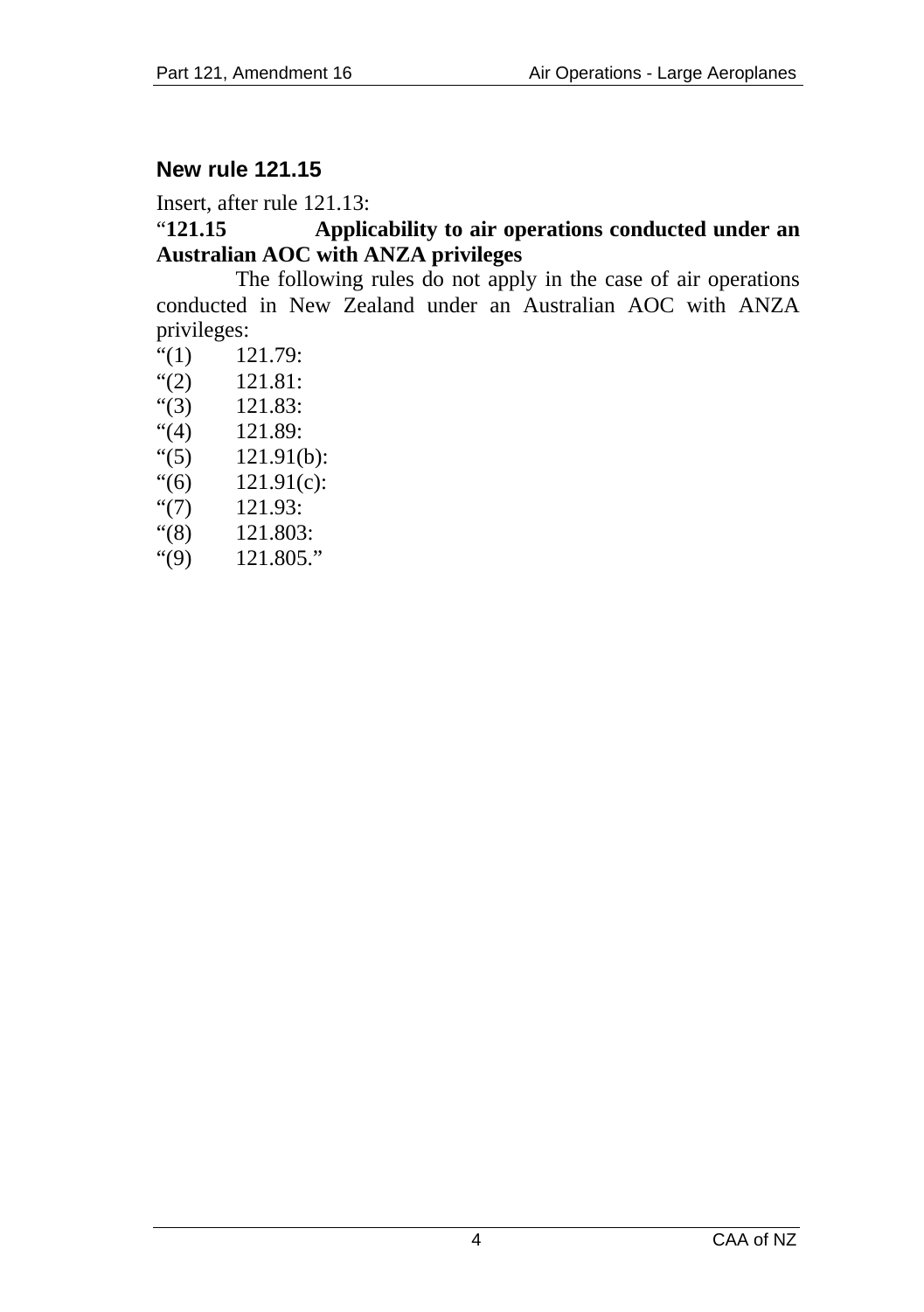## New rule 121.15

Insert, after rule 121.13:

“**121.15 Applicability to air operations conducted under an Australian AOC with ANZA privileges**

The following rules do not apply in the case of air operations conducted in New Zealand under an Australian AOC with ANZA privileges:

“(1) 121.79:
“(2) 121.81:
“(3) 121.83:
“(4) 121.89:
“(5) 121.91(b):
“(6) 121.91(c):
“(7) 121.93:
“(8) 121.803:
“(9) 121.805.”